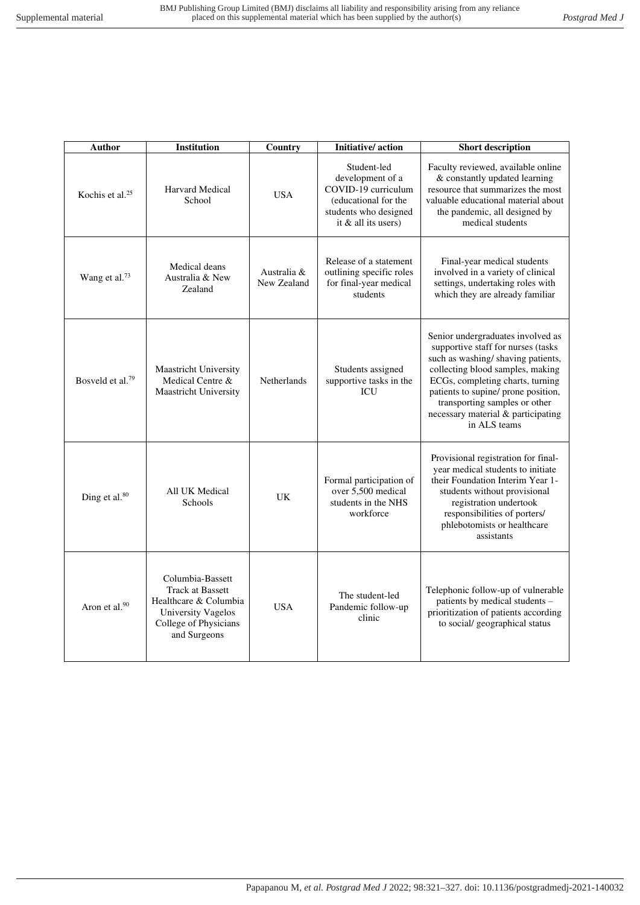| Author | Institution | Country | Initiative/ action | Short description |
| --- | --- | --- | --- | --- |
| Kochis et al.[25] | Harvard Medical School | USA | Student-led development of a COVID-19 curriculum (educational for the students who designed it & all its users) | Faculty reviewed, available online & constantly updated learning resource that summarizes the most valuable educational material about the pandemic, all designed by medical students |
| Wang et al.[73] | Medical deans Australia & New Zealand | Australia & New Zealand | Release of a statement outlining specific roles for final-year medical students | Final-year medical students involved in a variety of clinical settings, undertaking roles with which they are already familiar |
| Bosveld et al.[79] | Maastricht University Medical Centre & Maastricht University | Netherlands | Students assigned supportive tasks in the ICU | Senior undergraduates involved as supportive staff for nurses (tasks such as washing/ shaving patients, collecting blood samples, making ECGs, completing charts, turning patients to supine/ prone position, transporting samples or other necessary material & participating in ALS teams |
| Ding et al.[80] | All UK Medical Schools | UK | Formal participation of over 5,500 medical students in the NHS workforce | Provisional registration for final-year medical students to initiate their Foundation Interim Year 1- students without provisional registration undertook responsibilities of porters/ phlebotomists or healthcare assistants |
| Aron et al.[90] | Columbia-Bassett Track at Bassett Healthcare & Columbia University Vagelos College of Physicians and Surgeons | USA | The student-led Pandemic follow-up clinic | Telephonic follow-up of vulnerable patients by medical students – prioritization of patients according to social/ geographical status |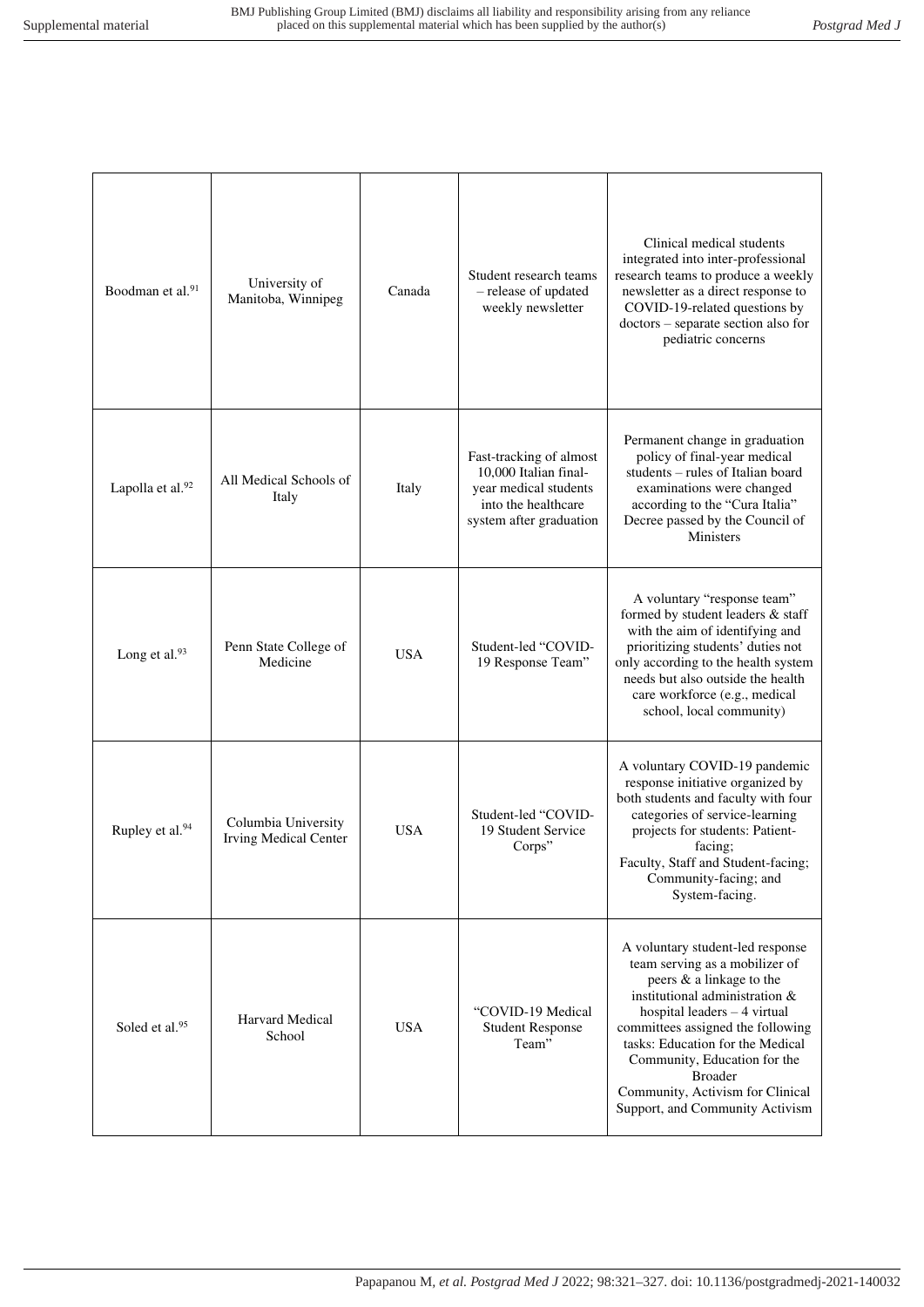| | | | | |
|---|---|---|---|---|
| Boodman et al.[91] | University of Manitoba, Winnipeg | Canada | Student research teams – release of updated weekly newsletter | Clinical medical students integrated into inter-professional research teams to produce a weekly newsletter as a direct response to COVID-19-related questions by doctors – separate section also for pediatric concerns |
| Lapolla et al.[92] | All Medical Schools of Italy | Italy | Fast-tracking of almost 10,000 Italian final-year medical students into the healthcare system after graduation | Permanent change in graduation policy of final-year medical students – rules of Italian board examinations were changed according to the "Cura Italia" Decree passed by the Council of Ministers |
| Long et al.[93] | Penn State College of Medicine | USA | Student-led "COVID-19 Response Team" | A voluntary "response team" formed by student leaders & staff with the aim of identifying and prioritizing students' duties not only according to the health system needs but also outside the health care workforce (e.g., medical school, local community) |
| Rupley et al.[94] | Columbia University Irving Medical Center | USA | Student-led "COVID-19 Student Service Corps" | A voluntary COVID-19 pandemic response initiative organized by both students and faculty with four categories of service-learning projects for students: Patient-facing; Faculty, Staff and Student-facing; Community-facing; and System-facing. |
| Soled et al.[95] | Harvard Medical School | USA | "COVID-19 Medical Student Response Team" | A voluntary student-led response team serving as a mobilizer of peers & a linkage to the institutional administration & hospital leaders – 4 virtual committees assigned the following tasks: Education for the Medical Community, Education for the Broader Community, Activism for Clinical Support, and Community Activism |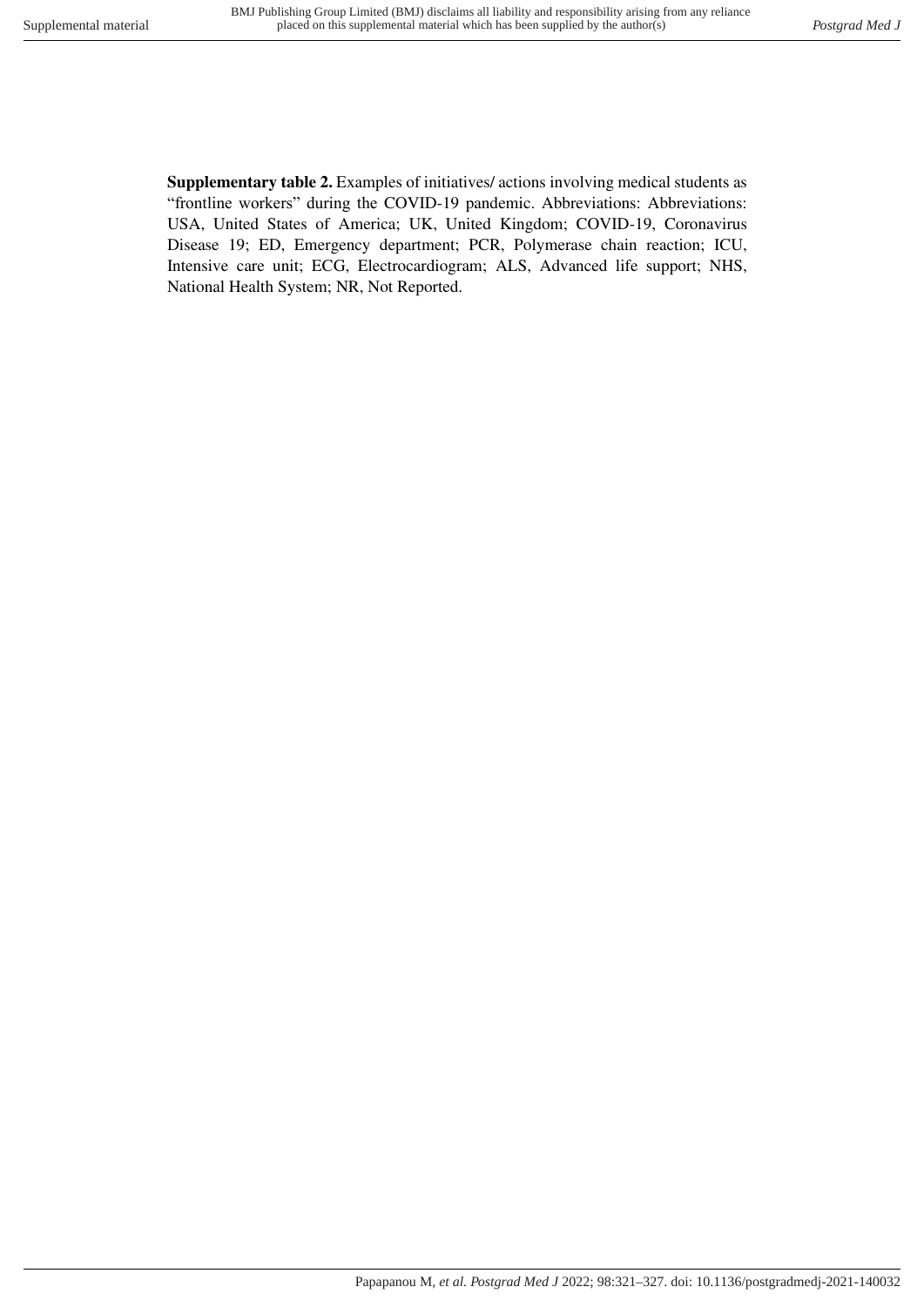**Supplementary table 2.** Examples of initiatives/ actions involving medical students as "frontline workers" during the COVID-19 pandemic. Abbreviations: Abbreviations: USA, United States of America; UK, United Kingdom; COVID-19, Coronavirus Disease 19; ED, Emergency department; PCR, Polymerase chain reaction; ICU, Intensive care unit; ECG, Electrocardiogram; ALS, Advanced life support; NHS, National Health System; NR, Not Reported.